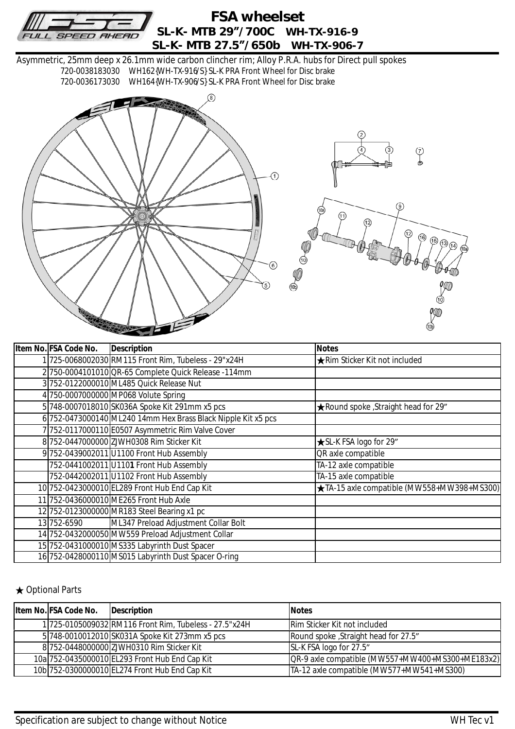# FSA wheelset

## SL-K- MTB 29"/700C WH-TX-916-9
## SL-K- MTB 27.5"/650b WH-TX-906-7

Asymmetric, 25mm deep x 26.1mm wide carbon clincher rim; Alloy P.R.A. hubs for Direct pull spokes

720-0038183030 WH162{WH-TX-916/S} SL-K PRA Front Wheel for Disc brake
720-0036173030 WH164{WH-TX-906/S} SL-K PRA Front Wheel for Disc brake

| Item No. | FSA Code No. | Description | Notes |
|---|---|---|---|
| 1 | 725-0068002030 | RM115 Front Rim, Tubeless - 29"x24H | ★Rim Sticker Kit not included |
| 2 | 750-0004101010 | QR-65 Complete Quick Release -114mm | |
| 3 | 752-0122000010 | ML485 Quick Release Nut | |
| 4 | 750-0007000000 | MP068 Volute Spring | |
| 5 | 748-0007018010 | SK036A Spoke Kit 291mm x5 pcs | ★Round spoke ,Straight head for 29" |
| 6 | 752-0473000140 | ML240 14mm Hex Brass Black Nipple Kit x5 pcs | |
| 7 | 752-0117000110 | E0507 Asymmetric Rim Valve Cover | |
| 8 | 752-0447000000 | ZJWH0308 Rim Sticker Kit | ★SL-K FSA logo for 29" |
| 9 | 752-0439002011 | U1100 Front Hub Assembly | QR axle compatible |
| | 752-0441002011 | U110**1** Front Hub Assembly | TA-12 axle compatible |
| | 752-0442002011 | U1102 Front Hub Assembly | TA-15 axle compatible |
| 10 | 752-0423000010 | EL289 Front Hub End Cap Kit | ★TA-15 axle compatible (MW558+MW398+MS300) |
| 11 | 752-0436000010 | ME265 Front Hub Axle | |
| 12 | 752-0123000000 | MR183 Steel Bearing x1 pc | |
| 13 | 752-6590 | ML347 Preload Adjustment Collar Bolt | |
| 14 | 752-0432000050 | MW559 Preload Adjustment Collar | |
| 15 | 752-0431000010 | MS335 Labyrinth Dust Spacer | |
| 16 | 752-0428000110 | MS015 Labyrinth Dust Spacer O-ring | |

★ Optional Parts

| Item No. | FSA Code No. | Description | Notes |
|---|---|---|---|
| 1 | 725-0105009032 | RM116 Front Rim, Tubeless - 27.5"x24H | Rim Sticker Kit not included |
| 5 | 748-0010012010 | SK031A Spoke Kit 273mm x5 pcs | Round spoke ,Straight head for 27.5" |
| 8 | 752-0448000000 | ZJWH0310 Rim Sticker Kit | SL-K FSA logo for 27.5" |
| 10a | 752-0435000010 | EL293 Front Hub End Cap Kit | QR-9 axle compatible (MW557+MW400+MS300+ME183x2) |
| 10b | 752-0300000010 | EL274 Front Hub End Cap Kit | TA-12 axle compatible (MW577+MW541+MS300) |

Specification are subject to change without Notice WH Tec v1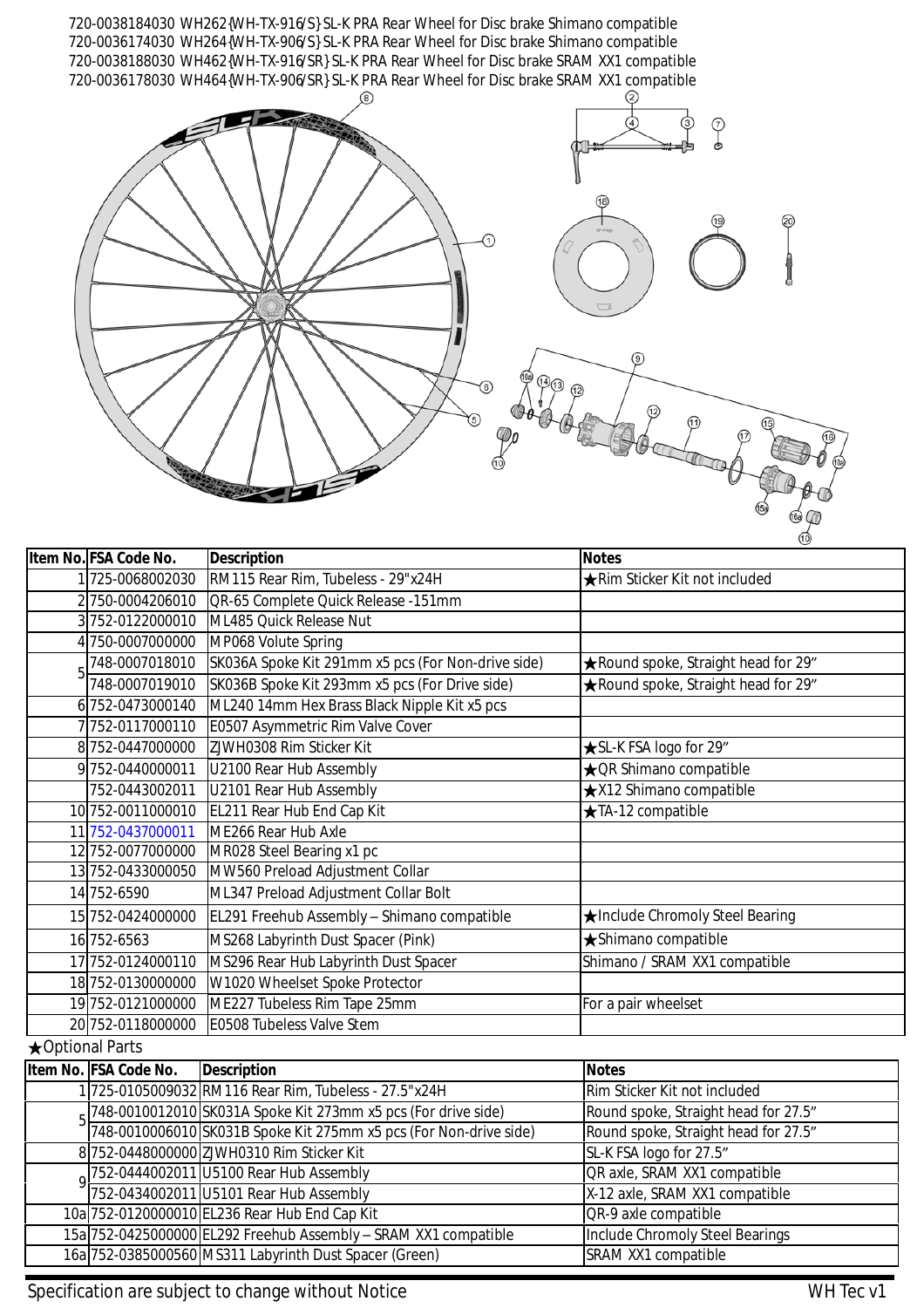720-0038184030 WH262{WH-TX-916/S} SL-K PRA Rear Wheel for Disc brake Shimano compatible
720-0036174030 WH264{WH-TX-906/S} SL-K PRA Rear Wheel for Disc brake Shimano compatible
720-0038188030 WH462{WH-TX-916/SR} SL-K PRA Rear Wheel for Disc brake SRAM XX1 compatible
720-0036178030 WH464{WH-TX-906/SR} SL-K PRA Rear Wheel for Disc brake SRAM XX1 compatible

| Item No. | FSA Code No. | Description | Notes |
|---|---|---|---|
| 1 | 725-0068002030 | RM115 Rear Rim, Tubeless - 29"x24H | ★Rim Sticker Kit not included |
| 2 | 750-0004206010 | QR-65 Complete Quick Release -151mm | |
| 3 | 752-0122000010 | ML485 Quick Release Nut | |
| 4 | 750-0007000000 | MP068 Volute Spring | |
| 5 | 748-0007018010 | SK036A Spoke Kit 291mm x5 pcs (For Non-drive side) | ★Round spoke, Straight head for 29" |
| | 748-0007019010 | SK036B Spoke Kit 293mm x5 pcs (For Drive side) | ★Round spoke, Straight head for 29" |
| 6 | 752-0473000140 | ML240 14mm Hex Brass Black Nipple Kit x5 pcs | |
| 7 | 752-0117000110 | E0507 Asymmetric Rim Valve Cover | |
| 8 | 752-0447000000 | ZJWH0308 Rim Sticker Kit | ★SL-K FSA logo for 29" |
| 9 | 752-0440000011 | U2100 Rear Hub Assembly | ★QR Shimano compatible |
| | 752-0443002011 | U2101 Rear Hub Assembly | ★X12 Shimano compatible |
| 10 | 752-0011000010 | EL211 Rear Hub End Cap Kit | ★TA-12 compatible |
| 11 | 752-0437000011 | ME266 Rear Hub Axle | |
| 12 | 752-0077000000 | MR028 Steel Bearing x1 pc | |
| 13 | 752-0433000050 | MW560 Preload Adjustment Collar | |
| 14 | 752-6590 | ML347 Preload Adjustment Collar Bolt | |
| 15 | 752-0424000000 | EL291 Freehub Assembly – Shimano compatible | ★Include Chromoly Steel Bearing |
| 16 | 752-6563 | MS268 Labyrinth Dust Spacer (Pink) | ★Shimano compatible |
| 17 | 752-0124000110 | MS296 Rear Hub Labyrinth Dust Spacer | Shimano / SRAM XX1 compatible |
| 18 | 752-0130000000 | W1020 Wheelset Spoke Protector | |
| 19 | 752-0121000000 | ME227 Tubeless Rim Tape 25mm | For a pair wheelset |
| 20 | 752-0118000000 | E0508 Tubeless Valve Stem | |

★Optional Parts

| Item No. | FSA Code No. | Description | Notes |
|---|---|---|---|
| 1 | 725-0105009032 | RM116 Rear Rim, Tubeless - 27.5"x24H | Rim Sticker Kit not included |
| 5 | 748-0010012010 | SK031A Spoke Kit 273mm x5 pcs (For drive side) | Round spoke, Straight head for 27.5" |
| | 748-0010006010 | SK031B Spoke Kit 275mm x5 pcs (For Non-drive side) | Round spoke, Straight head for 27.5" |
| 8 | 752-0448000000 | ZJWH0310 Rim Sticker Kit | SL-K FSA logo for 27.5" |
| 9 | 752-0444002011 | U5100 Rear Hub Assembly | QR axle, SRAM XX1 compatible |
| | 752-0434002011 | U5101 Rear Hub Assembly | X-12 axle, SRAM XX1 compatible |
| 10a | 752-0120000010 | EL236 Rear Hub End Cap Kit | QR-9 axle compatible |
| 15a | 752-0425000000 | EL292 Freehub Assembly – SRAM XX1 compatible | Include Chromoly Steel Bearings |
| 16a | 752-0385000560 | MS311 Labyrinth Dust Spacer (Green) | SRAM XX1 compatible |

Specification are subject to change without Notice WH Tec v1